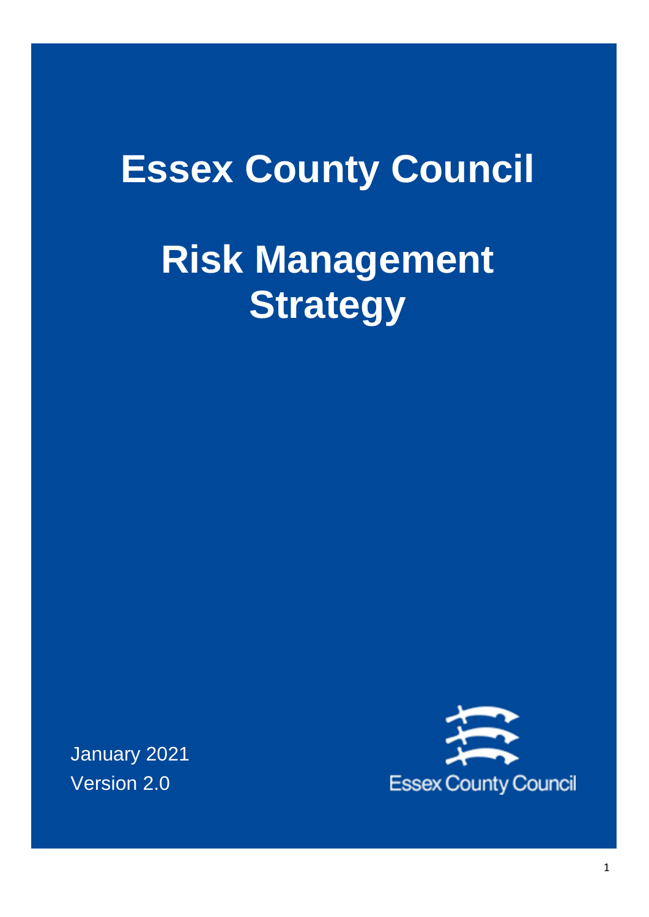# Essex County Council

# Risk Management Strategy

January 2021
Version 2.0

Essex County Council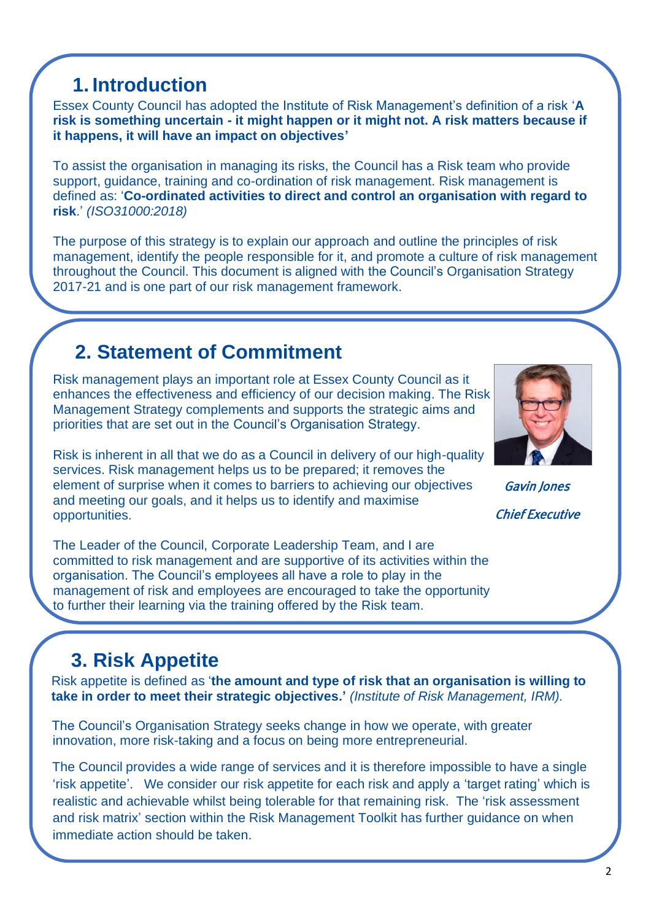## 1. Introduction

Essex County Council has adopted the Institute of Risk Management's definition of a risk '**A risk is something uncertain - it might happen or it might not. A risk matters because if it happens, it will have an impact on objectives'**

To assist the organisation in managing its risks, the Council has a Risk team who provide support, guidance, training and co-ordination of risk management. Risk management is defined as: '**Co-ordinated activities to direct and control an organisation with regard to risk**.' *(ISO31000:2018)*

The purpose of this strategy is to explain our approach and outline the principles of risk management, identify the people responsible for it, and promote a culture of risk management throughout the Council. This document is aligned with the Council's Organisation Strategy 2017-21 and is one part of our risk management framework.

## 2. Statement of Commitment

Risk management plays an important role at Essex County Council as it enhances the effectiveness and efficiency of our decision making. The Risk Management Strategy complements and supports the strategic aims and priorities that are set out in the Council's Organisation Strategy.

Risk is inherent in all that we do as a Council in delivery of our high-quality services. Risk management helps us to be prepared; it removes the element of surprise when it comes to barriers to achieving our objectives and meeting our goals, and it helps us to identify and maximise opportunities.

The Leader of the Council, Corporate Leadership Team, and I are committed to risk management and are supportive of its activities within the organisation. The Council's employees all have a role to play in the management of risk and employees are encouraged to take the opportunity to further their learning via the training offered by the Risk team.

*Gavin Jones*

*Chief Executive*

## 3. Risk Appetite

Risk appetite is defined as '**the amount and type of risk that an organisation is willing to take in order to meet their strategic objectives.'** *(Institute of Risk Management, IRM).*

The Council's Organisation Strategy seeks change in how we operate, with greater innovation, more risk-taking and a focus on being more entrepreneurial.

The Council provides a wide range of services and it is therefore impossible to have a single 'risk appetite'. We consider our risk appetite for each risk and apply a 'target rating' which is realistic and achievable whilst being tolerable for that remaining risk. The 'risk assessment and risk matrix' section within the Risk Management Toolkit has further guidance on when immediate action should be taken.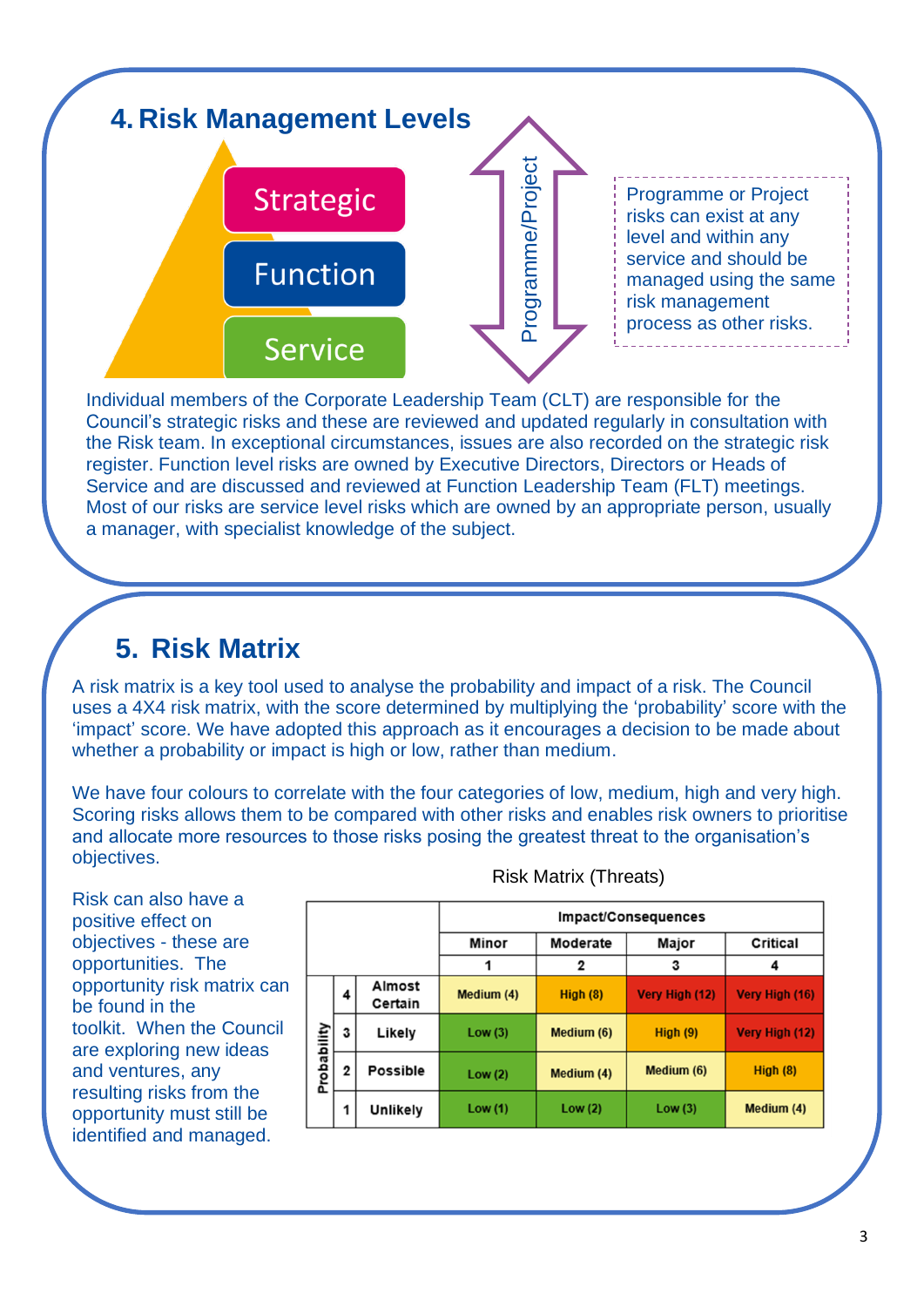## 4. Risk Management Levels

Strategic

Function

Service

Programme/Project

Programme or Project risks can exist at any level and within any service and should be managed using the same risk management process as other risks.

Individual members of the Corporate Leadership Team (CLT) are responsible for the Council's strategic risks and these are reviewed and updated regularly in consultation with the Risk team. In exceptional circumstances, issues are also recorded on the strategic risk register. Function level risks are owned by Executive Directors, Directors or Heads of Service and are discussed and reviewed at Function Leadership Team (FLT) meetings. Most of our risks are service level risks which are owned by an appropriate person, usually a manager, with specialist knowledge of the subject.

## 5. Risk Matrix

A risk matrix is a key tool used to analyse the probability and impact of a risk. The Council uses a 4X4 risk matrix, with the score determined by multiplying the 'probability' score with the 'impact' score. We have adopted this approach as it encourages a decision to be made about whether a probability or impact is high or low, rather than medium.

We have four colours to correlate with the four categories of low, medium, high and very high. Scoring risks allows them to be compared with other risks and enables risk owners to prioritise and allocate more resources to those risks posing the greatest threat to the organisation's objectives.

Risk can also have a positive effect on objectives - these are opportunities. The opportunity risk matrix can be found in the toolkit. When the Council are exploring new ideas and ventures, any resulting risks from the opportunity must still be identified and managed.

Risk Matrix (Threats)

| | | | Impact/Consequences | | | |
|---|---|---|---|---|---|---|
| | | | Minor | Moderate | Major | Critical |
| | | | 1 | 2 | 3 | 4 |
| Probability | 4 | Almost Certain | Medium (4) | High (8) | Very High (12) | Very High (16) |
| | 3 | Likely | Low (3) | Medium (6) | High (9) | Very High (12) |
| | 2 | Possible | Low (2) | Medium (4) | Medium (6) | High (8) |
| | 1 | Unlikely | Low (1) | Low (2) | Low (3) | Medium (4) |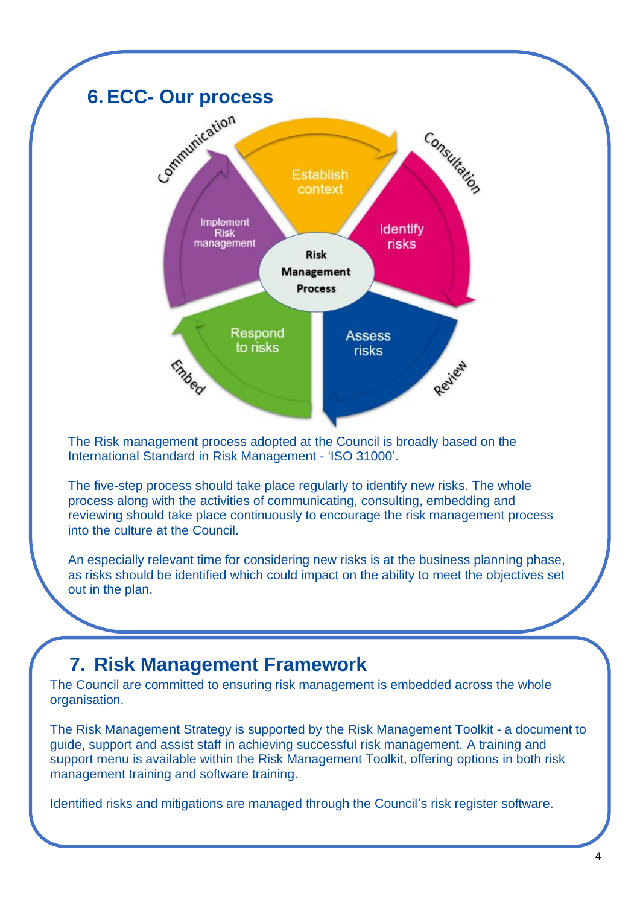## 6. ECC- Our process

The Risk management process adopted at the Council is broadly based on the International Standard in Risk Management - 'ISO 31000'.

The five-step process should take place regularly to identify new risks. The whole process along with the activities of communicating, consulting, embedding and reviewing should take place continuously to encourage the risk management process into the culture at the Council.

An especially relevant time for considering new risks is at the business planning phase, as risks should be identified which could impact on the ability to meet the objectives set out in the plan.

## 7. Risk Management Framework

The Council are committed to ensuring risk management is embedded across the whole organisation.

The Risk Management Strategy is supported by the Risk Management Toolkit - a document to guide, support and assist staff in achieving successful risk management. A training and support menu is available within the Risk Management Toolkit, offering options in both risk management training and software training.

Identified risks and mitigations are managed through the Council's risk register software.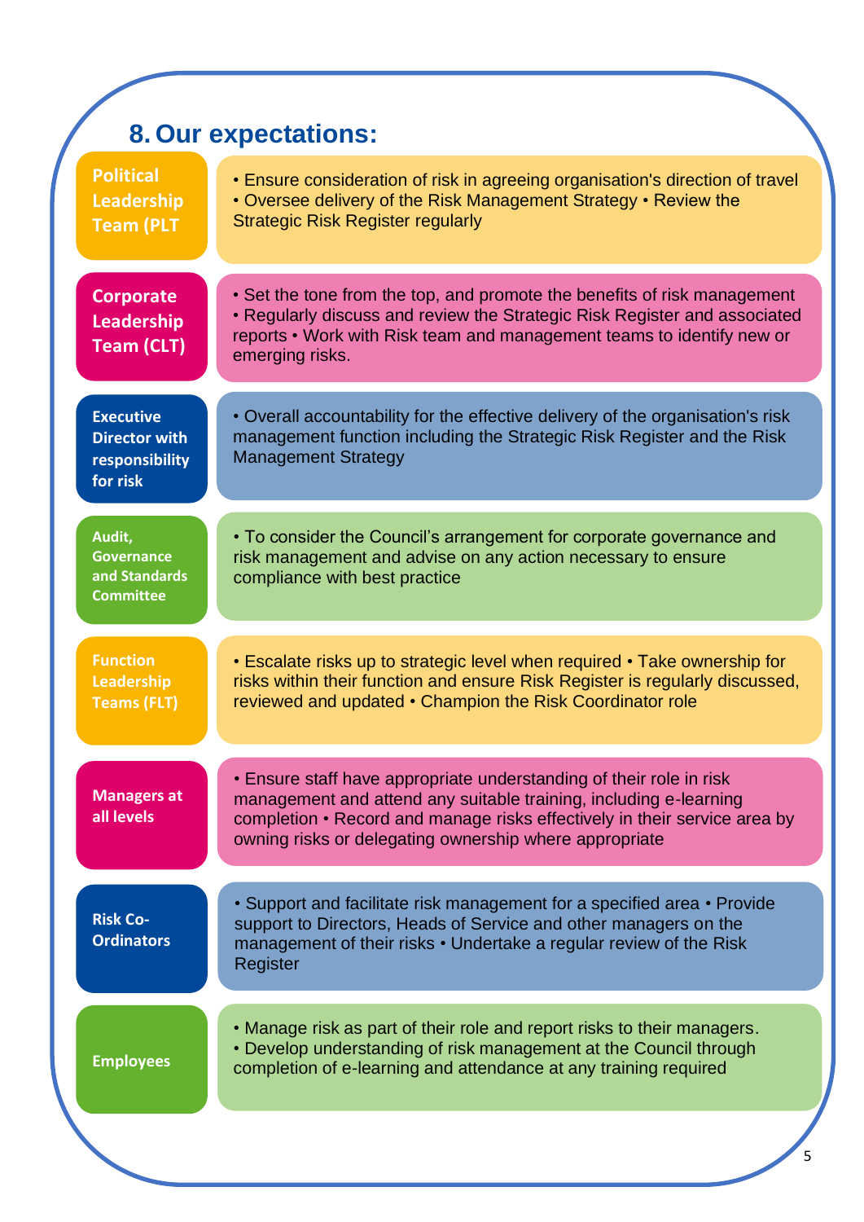## 8. Our expectations:

| Role | Expectations |
| --- | --- |
| Political Leadership Team (PLT | • Ensure consideration of risk in agreeing organisation's direction of travel • Oversee delivery of the Risk Management Strategy • Review the Strategic Risk Register regularly |
| Corporate Leadership Team (CLT) | • Set the tone from the top, and promote the benefits of risk management • Regularly discuss and review the Strategic Risk Register and associated reports • Work with Risk team and management teams to identify new or emerging risks. |
| Executive Director with responsibility for risk | • Overall accountability for the effective delivery of the organisation's risk management function including the Strategic Risk Register and the Risk Management Strategy |
| Audit, Governance and Standards Committee | • To consider the Council's arrangement for corporate governance and risk management and advise on any action necessary to ensure compliance with best practice |
| Function Leadership Teams (FLT) | • Escalate risks up to strategic level when required • Take ownership for risks within their function and ensure Risk Register is regularly discussed, reviewed and updated • Champion the Risk Coordinator role |
| Managers at all levels | • Ensure staff have appropriate understanding of their role in risk management and attend any suitable training, including e-learning completion • Record and manage risks effectively in their service area by owning risks or delegating ownership where appropriate |
| Risk Co-Ordinators | • Support and facilitate risk management for a specified area • Provide support to Directors, Heads of Service and other managers on the management of their risks • Undertake a regular review of the Risk Register |
| Employees | • Manage risk as part of their role and report risks to their managers. • Develop understanding of risk management at the Council through completion of e-learning and attendance at any training required |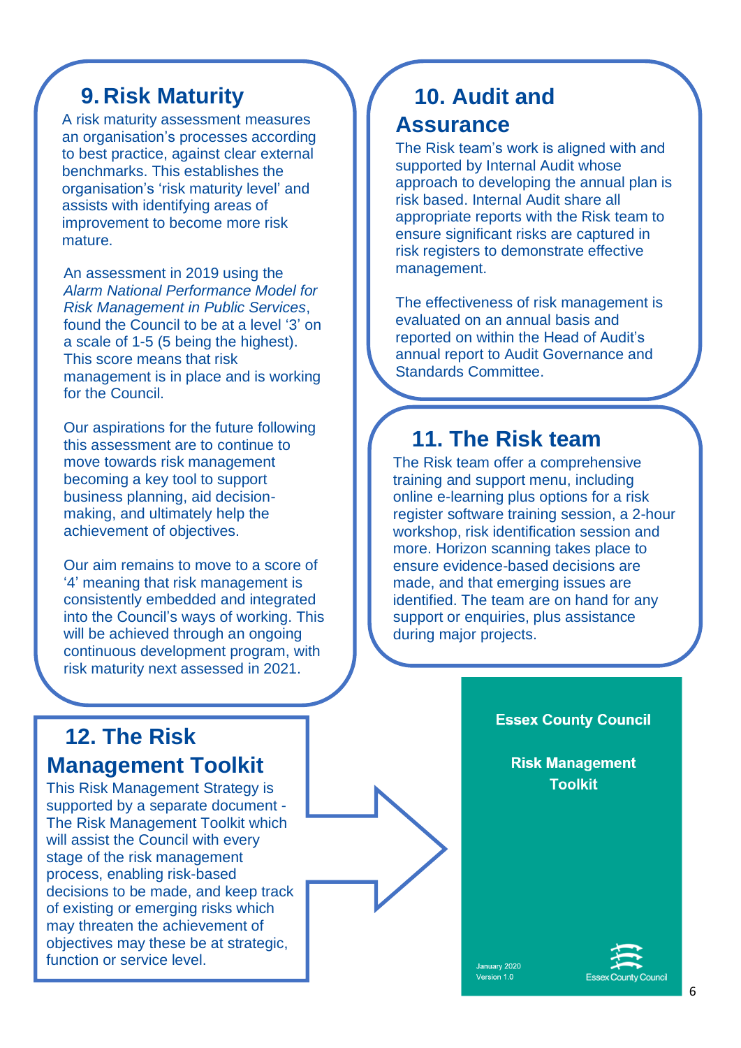## 9. Risk Maturity

A risk maturity assessment measures an organisation's processes according to best practice, against clear external benchmarks. This establishes the organisation's 'risk maturity level' and assists with identifying areas of improvement to become more risk mature.

An assessment in 2019 using the *Alarm National Performance Model for Risk Management in Public Services*, found the Council to be at a level '3' on a scale of 1-5 (5 being the highest). This score means that risk management is in place and is working for the Council.

Our aspirations for the future following this assessment are to continue to move towards risk management becoming a key tool to support business planning, aid decision-making, and ultimately help the achievement of objectives.

Our aim remains to move to a score of '4' meaning that risk management is consistently embedded and integrated into the Council's ways of working. This will be achieved through an ongoing continuous development program, with risk maturity next assessed in 2021.

## 10. Audit and Assurance

The Risk team's work is aligned with and supported by Internal Audit whose approach to developing the annual plan is risk based. Internal Audit share all appropriate reports with the Risk team to ensure significant risks are captured in risk registers to demonstrate effective management.

The effectiveness of risk management is evaluated on an annual basis and reported on within the Head of Audit's annual report to Audit Governance and Standards Committee.

## 11. The Risk team

The Risk team offer a comprehensive training and support menu, including online e-learning plus options for a risk register software training session, a 2-hour workshop, risk identification session and more. Horizon scanning takes place to ensure evidence-based decisions are made, and that emerging issues are identified. The team are on hand for any support or enquiries, plus assistance during major projects.

## 12. The Risk Management Toolkit

This Risk Management Strategy is supported by a separate document - The Risk Management Toolkit which will assist the Council with every stage of the risk management process, enabling risk-based decisions to be made, and keep track of existing or emerging risks which may threaten the achievement of objectives may these be at strategic, function or service level.

**Essex County Council**

**Risk Management Toolkit**

January 2020
Version 1.0

Essex County Council